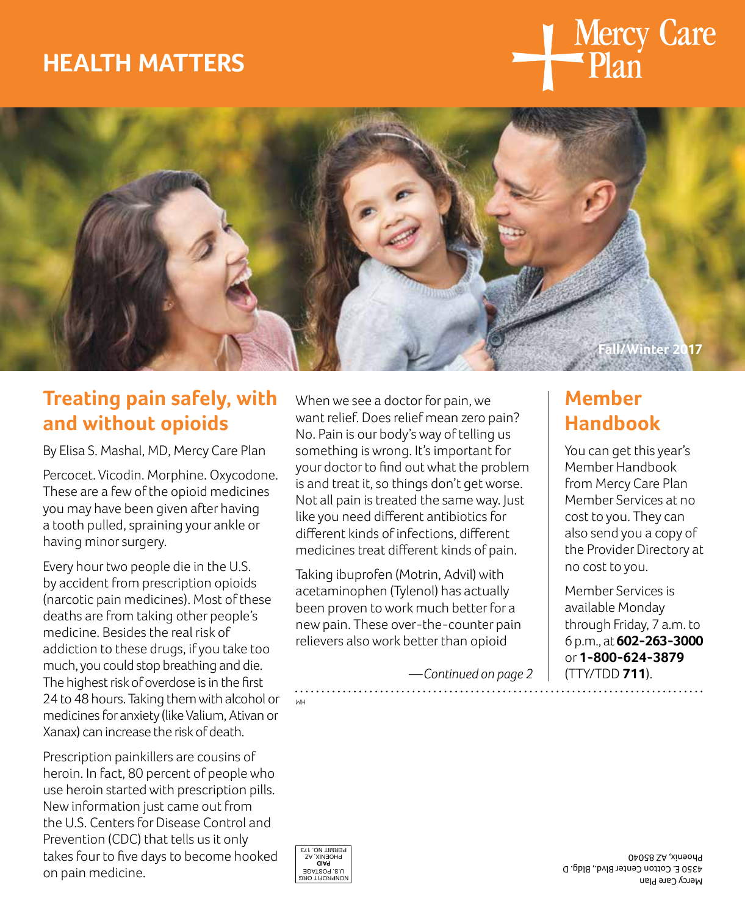# HEALTH MATTERS

Mercy Care Plan

Fall/Winter 2017

## Treating pain safely, with and without opioids

By Elisa S. Mashal, MD, Mercy Care Plan

Percocet. Vicodin. Morphine. Oxycodone. These are a few of the opioid medicines you may have been given after having a tooth pulled, spraining your ankle or having minor surgery.

Every hour two people die in the U.S. by accident from prescription opioids (narcotic pain medicines). Most of these deaths are from taking other people's medicine. Besides the real risk of addiction to these drugs, if you take too much, you could stop breathing and die. The highest risk of overdose is in the first 24 to 48 hours. Taking them with alcohol or medicines for anxiety (like Valium, Ativan or Xanax) can increase the risk of death.

Prescription painkillers are cousins of heroin. In fact, 80 percent of people who use heroin started with prescription pills. New information just came out from the U.S. Centers for Disease Control and Prevention (CDC) that tells us it only takes four to five days to become hooked on pain medicine.

When we see a doctor for pain, we want relief. Does relief mean zero pain? No. Pain is our body's way of telling us something is wrong. It's important for your doctor to find out what the problem is and treat it, so things don't get worse. Not all pain is treated the same way. Just like you need different antibiotics for different kinds of infections, different medicines treat different kinds of pain.

Taking ibuprofen (Motrin, Advil) with acetaminophen (Tylenol) has actually been proven to work much better for a new pain. These over-the-counter pain relievers also work better than opioid

*—Continued on page 2*

## Member Handbook

You can get this year's Member Handbook from Mercy Care Plan Member Services at no cost to you. They can also send you a copy of the Provider Directory at no cost to you.

Member Services is available Monday through Friday, 7 a.m. to 6 p.m., at **602-263-3000** or **1-800-624-3879** (TTY/TDD **711**).

WH

NONPROFIT ORG
U.S. POSTAGE
**PAID**
PHOENIX, AZ
PERMIT NO. 173

Mercy Care Plan
4350 E. Cotton Center Blvd., Bldg. D
Phoenix, AZ 85040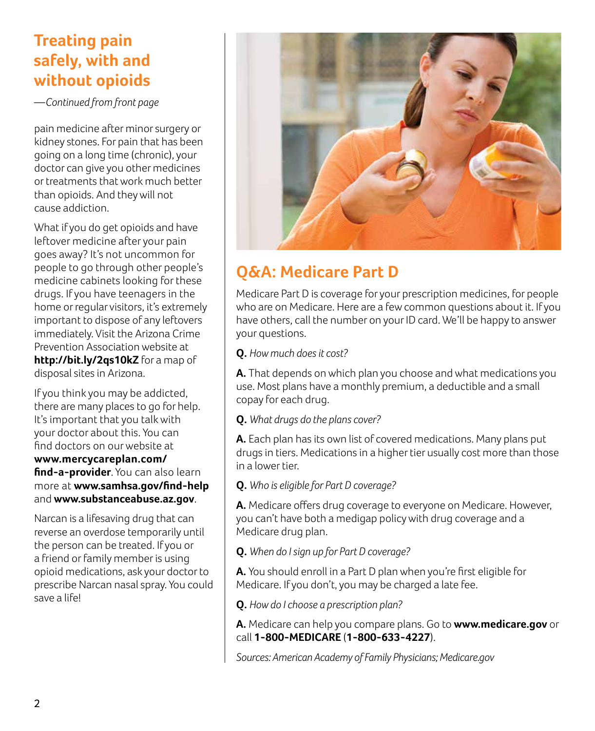## Treating pain safely, with and without opioids

*—Continued from front page*

pain medicine after minor surgery or kidney stones. For pain that has been going on a long time (chronic), your doctor can give you other medicines or treatments that work much better than opioids. And they will not cause addiction.

What if you do get opioids and have leftover medicine after your pain goes away? It's not uncommon for people to go through other people's medicine cabinets looking for these drugs. If you have teenagers in the home or regular visitors, it's extremely important to dispose of any leftovers immediately. Visit the Arizona Crime Prevention Association website at **http://bit.ly/2qs10kZ** for a map of disposal sites in Arizona.

If you think you may be addicted, there are many places to go for help. It's important that you talk with your doctor about this. You can find doctors on our website at **www.mercycareplan.com/find-a-provider**. You can also learn more at **www.samhsa.gov/find-help** and **www.substanceabuse.az.gov**.

Narcan is a lifesaving drug that can reverse an overdose temporarily until the person can be treated. If you or a friend or family member is using opioid medications, ask your doctor to prescribe Narcan nasal spray. You could save a life!

## Q&A: Medicare Part D

Medicare Part D is coverage for your prescription medicines, for people who are on Medicare. Here are a few common questions about it. If you have others, call the number on your ID card. We'll be happy to answer your questions.

**Q.** *How much does it cost?*

**A.** That depends on which plan you choose and what medications you use. Most plans have a monthly premium, a deductible and a small copay for each drug.

**Q.** *What drugs do the plans cover?*

**A.** Each plan has its own list of covered medications. Many plans put drugs in tiers. Medications in a higher tier usually cost more than those in a lower tier.

**Q.** *Who is eligible for Part D coverage?*

**A.** Medicare offers drug coverage to everyone on Medicare. However, you can't have both a medigap policy with drug coverage and a Medicare drug plan.

**Q.** *When do I sign up for Part D coverage?*

**A.** You should enroll in a Part D plan when you're first eligible for Medicare. If you don't, you may be charged a late fee.

**Q.** *How do I choose a prescription plan?*

**A.** Medicare can help you compare plans. Go to **www.medicare.gov** or call **1-800-MEDICARE** (**1-800-633-4227**).

*Sources: American Academy of Family Physicians; Medicare.gov*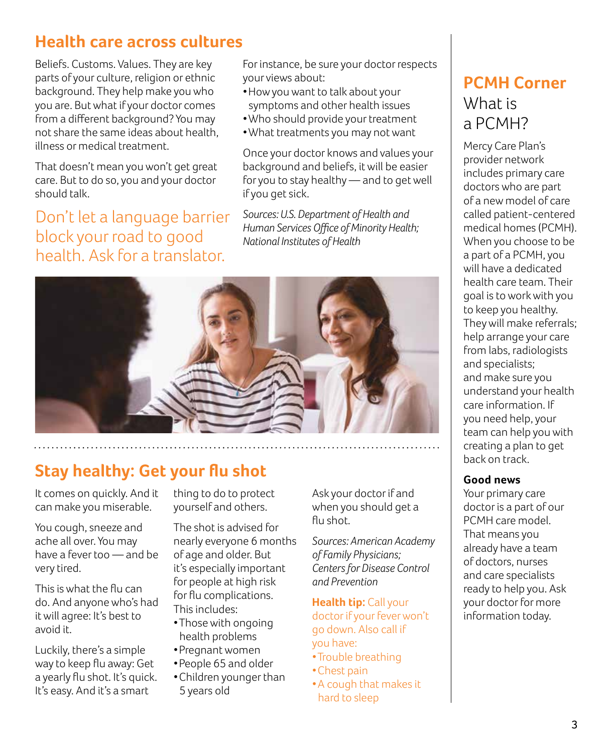## Health care across cultures

Beliefs. Customs. Values. They are key parts of your culture, religion or ethnic background. They help make you who you are. But what if your doctor comes from a different background? You may not share the same ideas about health, illness or medical treatment.

That doesn't mean you won't get great care. But to do so, you and your doctor should talk.

Don't let a language barrier block your road to good health. Ask for a translator.

For instance, be sure your doctor respects your views about:

- How you want to talk about your symptoms and other health issues
- Who should provide your treatment
- What treatments you may not want

Once your doctor knows and values your background and beliefs, it will be easier for you to stay healthy — and to get well if you get sick.

*Sources: U.S. Department of Health and Human Services Office of Minority Health; National Institutes of Health*

## Stay healthy: Get your flu shot

It comes on quickly. And it can make you miserable.

You cough, sneeze and ache all over. You may have a fever too — and be very tired.

This is what the flu can do. And anyone who's had it will agree: It's best to avoid it.

Luckily, there's a simple way to keep flu away: Get a yearly flu shot. It's quick. It's easy. And it's a smart thing to do to protect yourself and others.

The shot is advised for nearly everyone 6 months of age and older. But it's especially important for people at high risk for flu complications. This includes:

- Those with ongoing health problems
- Pregnant women
- People 65 and older
- Children younger than 5 years old

Ask your doctor if and when you should get a flu shot.

*Sources: American Academy of Family Physicians; Centers for Disease Control and Prevention*

**Health tip:** Call your doctor if your fever won't go down. Also call if you have:

- Trouble breathing
- Chest pain
- A cough that makes it hard to sleep

## PCMH Corner

### What is a PCMH?

Mercy Care Plan's provider network includes primary care doctors who are part of a new model of care called patient-centered medical homes (PCMH). When you choose to be a part of a PCMH, you will have a dedicated health care team. Their goal is to work with you to keep you healthy. They will make referrals; help arrange your care from labs, radiologists and specialists; and make sure you understand your health care information. If you need help, your team can help you with creating a plan to get back on track.

**Good news**

Your primary care doctor is a part of our PCMH care model. That means you already have a team of doctors, nurses and care specialists ready to help you. Ask your doctor for more information today.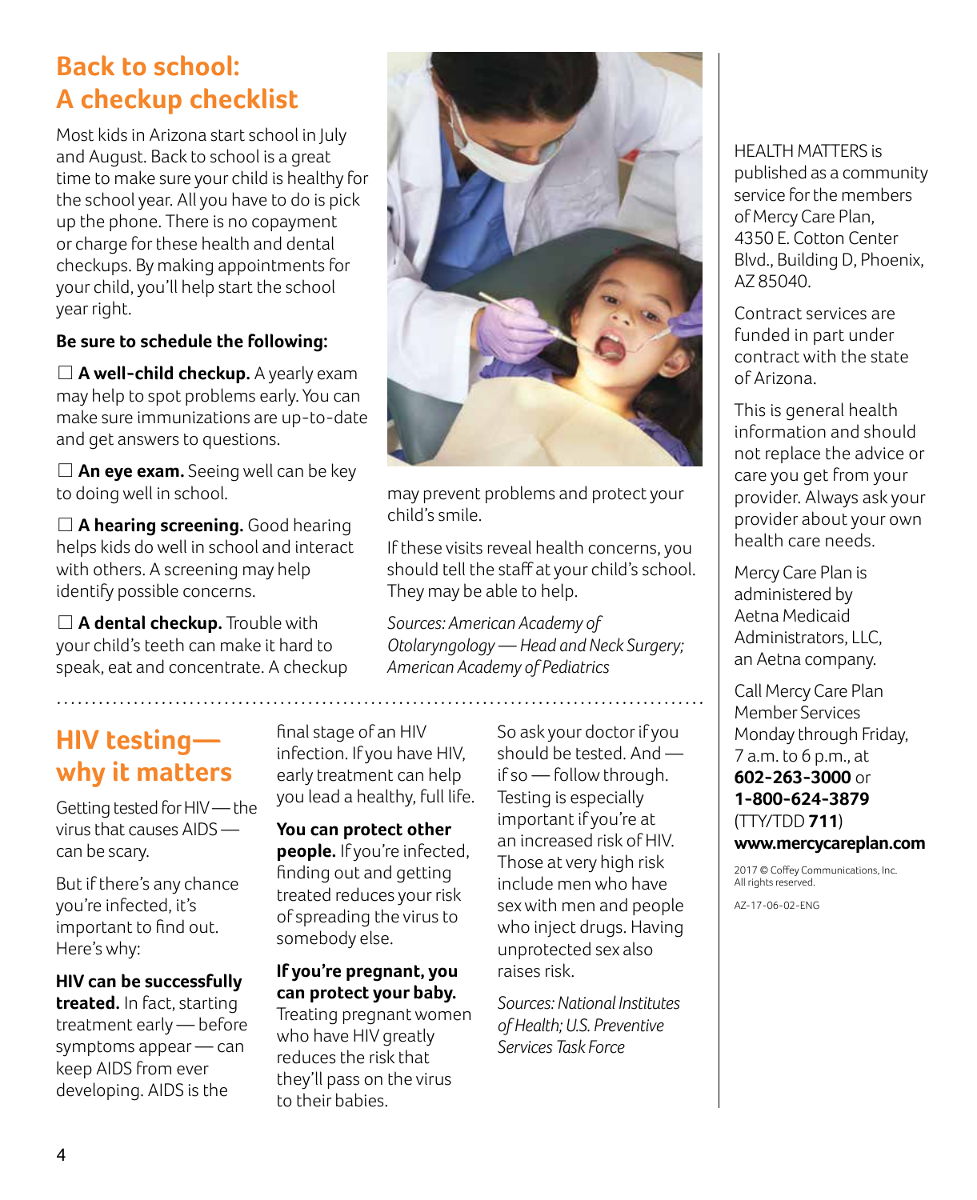## Back to school: A checkup checklist

Most kids in Arizona start school in July and August. Back to school is a great time to make sure your child is healthy for the school year. All you have to do is pick up the phone. There is no copayment or charge for these health and dental checkups. By making appointments for your child, you'll help start the school year right.

**Be sure to schedule the following:**

☐ **A well-child checkup.** A yearly exam may help to spot problems early. You can make sure immunizations are up-to-date and get answers to questions.

☐ **An eye exam.** Seeing well can be key to doing well in school.

☐ **A hearing screening.** Good hearing helps kids do well in school and interact with others. A screening may help identify possible concerns.

☐ **A dental checkup.** Trouble with your child's teeth can make it hard to speak, eat and concentrate. A checkup may prevent problems and protect your child's smile.

If these visits reveal health concerns, you should tell the staff at your child's school. They may be able to help.

*Sources: American Academy of Otolaryngology — Head and Neck Surgery; American Academy of Pediatrics*

## HIV testing—why it matters

Getting tested for HIV — the virus that causes AIDS — can be scary.

But if there's any chance you're infected, it's important to find out. Here's why:

**HIV can be successfully treated.** In fact, starting treatment early — before symptoms appear — can keep AIDS from ever developing. AIDS is the final stage of an HIV infection. If you have HIV, early treatment can help you lead a healthy, full life.

**You can protect other people.** If you're infected, finding out and getting treated reduces your risk of spreading the virus to somebody else.

**If you're pregnant, you can protect your baby.** Treating pregnant women who have HIV greatly reduces the risk that they'll pass on the virus to their babies.

So ask your doctor if you should be tested. And — if so — follow through. Testing is especially important if you're at an increased risk of HIV. Those at very high risk include men who have sex with men and people who inject drugs. Having unprotected sex also raises risk.

*Sources: National Institutes of Health; U.S. Preventive Services Task Force*

HEALTH MATTERS is published as a community service for the members of Mercy Care Plan, 4350 E. Cotton Center Blvd., Building D, Phoenix, AZ 85040.

Contract services are funded in part under contract with the state of Arizona.

This is general health information and should not replace the advice or care you get from your provider. Always ask your provider about your own health care needs.

Mercy Care Plan is administered by Aetna Medicaid Administrators, LLC, an Aetna company.

Call Mercy Care Plan Member Services Monday through Friday, 7 a.m. to 6 p.m., at **602-263-3000** or **1-800-624-3879** (TTY/TDD **711**)
**www.mercycareplan.com**

2017 © Coffey Communications, Inc. All rights reserved.

AZ-17-06-02-ENG